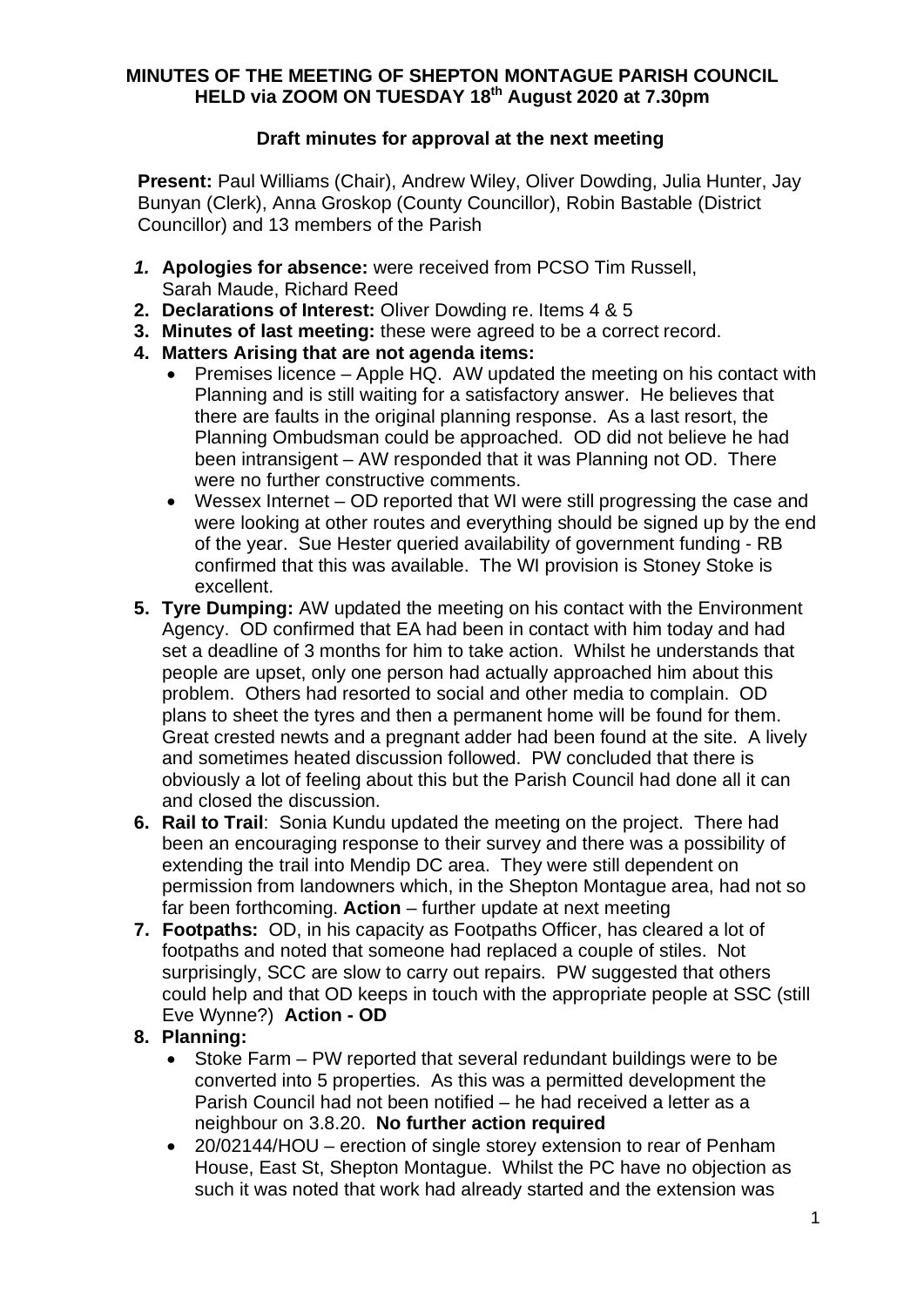# MINUTES OF THE MEETING OF SHEPTON MONTAGUE PARISH COUNCIL HELD via ZOOM ON TUESDAY 18th August 2020 at 7.30pm

## Draft minutes for approval at the next meeting

**Present:** Paul Williams (Chair), Andrew Wiley, Oliver Dowding, Julia Hunter, Jay Bunyan (Clerk), Anna Groskop (County Councillor), Robin Bastable (District Councillor) and 13 members of the Parish

1. **Apologies for absence:** were received from PCSO Tim Russell, Sarah Maude, Richard Reed
2. **Declarations of Interest:** Oliver Dowding re. Items 4 & 5
3. **Minutes of last meeting:** these were agreed to be a correct record.
4. **Matters Arising that are not agenda items:**
   - Premises licence – Apple HQ. AW updated the meeting on his contact with Planning and is still waiting for a satisfactory answer. He believes that there are faults in the original planning response. As a last resort, the Planning Ombudsman could be approached. OD did not believe he had been intransigent – AW responded that it was Planning not OD. There were no further constructive comments.
   - Wessex Internet – OD reported that WI were still progressing the case and were looking at other routes and everything should be signed up by the end of the year. Sue Hester queried availability of government funding - RB confirmed that this was available. The WI provision is Stoney Stoke is excellent.
5. **Tyre Dumping:** AW updated the meeting on his contact with the Environment Agency. OD confirmed that EA had been in contact with him today and had set a deadline of 3 months for him to take action. Whilst he understands that people are upset, only one person had actually approached him about this problem. Others had resorted to social and other media to complain. OD plans to sheet the tyres and then a permanent home will be found for them. Great crested newts and a pregnant adder had been found at the site. A lively and sometimes heated discussion followed. PW concluded that there is obviously a lot of feeling about this but the Parish Council had done all it can and closed the discussion.
6. **Rail to Trail**: Sonia Kundu updated the meeting on the project. There had been an encouraging response to their survey and there was a possibility of extending the trail into Mendip DC area. They were still dependent on permission from landowners which, in the Shepton Montague area, had not so far been forthcoming. **Action** – further update at next meeting
7. **Footpaths:** OD, in his capacity as Footpaths Officer, has cleared a lot of footpaths and noted that someone had replaced a couple of stiles. Not surprisingly, SCC are slow to carry out repairs. PW suggested that others could help and that OD keeps in touch with the appropriate people at SSC (still Eve Wynne?) **Action - OD**
8. **Planning:**
   - Stoke Farm – PW reported that several redundant buildings were to be converted into 5 properties. As this was a permitted development the Parish Council had not been notified – he had received a letter as a neighbour on 3.8.20. **No further action required**
   - 20/02144/HOU – erection of single storey extension to rear of Penham House, East St, Shepton Montague. Whilst the PC have no objection as such it was noted that work had already started and the extension was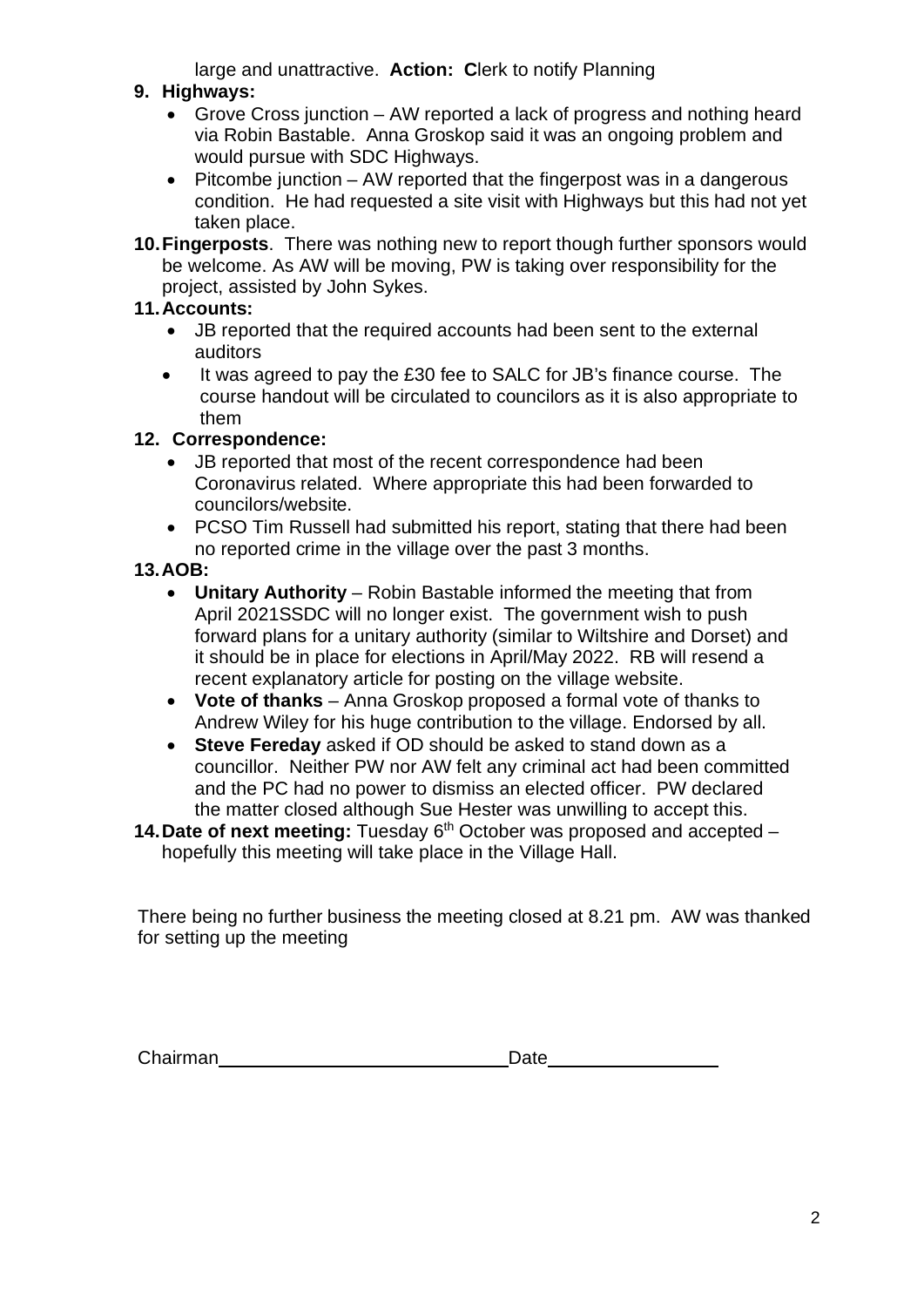large and unattractive. **Action: C**lerk to notify Planning

9. **Highways:**
   - Grove Cross junction – AW reported a lack of progress and nothing heard via Robin Bastable. Anna Groskop said it was an ongoing problem and would pursue with SDC Highways.
   - Pitcombe junction – AW reported that the fingerpost was in a dangerous condition. He had requested a site visit with Highways but this had not yet taken place.
10. **Fingerposts**. There was nothing new to report though further sponsors would be welcome. As AW will be moving, PW is taking over responsibility for the project, assisted by John Sykes.
11. **Accounts:**
    - JB reported that the required accounts had been sent to the external auditors
    - It was agreed to pay the £30 fee to SALC for JB's finance course. The course handout will be circulated to councilors as it is also appropriate to them
12. **Correspondence:**
    - JB reported that most of the recent correspondence had been Coronavirus related. Where appropriate this had been forwarded to councilors/website.
    - PCSO Tim Russell had submitted his report, stating that there had been no reported crime in the village over the past 3 months.
13. **AOB:**
    - **Unitary Authority** – Robin Bastable informed the meeting that from April 2021SSDC will no longer exist. The government wish to push forward plans for a unitary authority (similar to Wiltshire and Dorset) and it should be in place for elections in April/May 2022. RB will resend a recent explanatory article for posting on the village website.
    - **Vote of thanks** – Anna Groskop proposed a formal vote of thanks to Andrew Wiley for his huge contribution to the village. Endorsed by all.
    - **Steve Fereday** asked if OD should be asked to stand down as a councillor. Neither PW nor AW felt any criminal act had been committed and the PC had no power to dismiss an elected officer. PW declared the matter closed although Sue Hester was unwilling to accept this.
14. **Date of next meeting:** Tuesday 6th October was proposed and accepted – hopefully this meeting will take place in the Village Hall.

There being no further business the meeting closed at 8.21 pm. AW was thanked for setting up the meeting

Chairman\_\_\_\_\_\_\_\_\_\_\_\_\_\_\_\_\_\_\_\_\_\_\_\_\_\_\_\_ Date\_\_\_\_\_\_\_\_\_\_\_\_\_\_\_\_